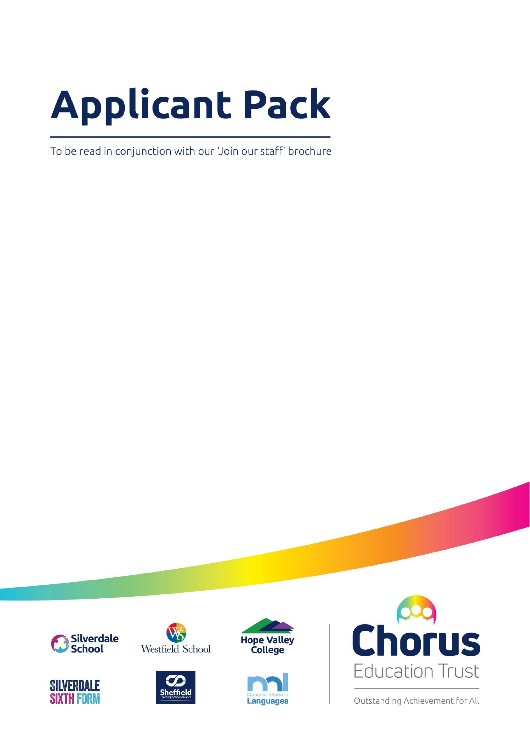# Applicant Pack

To be read in conjunction with our 'Join our staff' brochure

Silverdale School

Westfield School

Hope Valley College

Silverdale Sixth Form

Sheffield Teaching School Alliance

National Modern Languages

Chorus Education Trust

Outstanding Achievement for All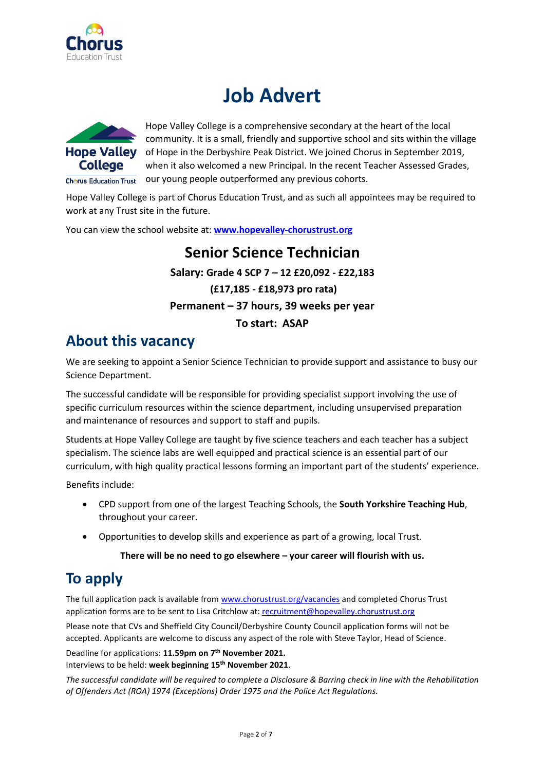# Job Advert

Hope Valley College is a comprehensive secondary at the heart of the local community. It is a small, friendly and supportive school and sits within the village of Hope in the Derbyshire Peak District. We joined Chorus in September 2019, when it also welcomed a new Principal. In the recent Teacher Assessed Grades, our young people outperformed any previous cohorts.

Hope Valley College is part of Chorus Education Trust, and as such all appointees may be required to work at any Trust site in the future.

You can view the school website at: **www.hopevalley-chorustrust.org**

## Senior Science Technician

**Salary: Grade 4 SCP 7 – 12 £20,092 - £22,183**

**(£17,185 - £18,973 pro rata)**

**Permanent – 37 hours, 39 weeks per year**

**To start: ASAP**

## About this vacancy

We are seeking to appoint a Senior Science Technician to provide support and assistance to busy our Science Department.

The successful candidate will be responsible for providing specialist support involving the use of specific curriculum resources within the science department, including unsupervised preparation and maintenance of resources and support to staff and pupils.

Students at Hope Valley College are taught by five science teachers and each teacher has a subject specialism. The science labs are well equipped and practical science is an essential part of our curriculum, with high quality practical lessons forming an important part of the students' experience.

Benefits include:

- CPD support from one of the largest Teaching Schools, the **South Yorkshire Teaching Hub**, throughout your career.
- Opportunities to develop skills and experience as part of a growing, local Trust.

**There will be no need to go elsewhere – your career will flourish with us.**

## To apply

The full application pack is available from www.chorustrust.org/vacancies and completed Chorus Trust application forms are to be sent to Lisa Critchlow at: recruitment@hopevalley.chorustrust.org

Please note that CVs and Sheffield City Council/Derbyshire County Council application forms will not be accepted. Applicants are welcome to discuss any aspect of the role with Steve Taylor, Head of Science.

Deadline for applications: **11.59pm on 7th November 2021.**
Interviews to be held: **week beginning 15th November 2021**.

*The successful candidate will be required to complete a Disclosure & Barring check in line with the Rehabilitation of Offenders Act (ROA) 1974 (Exceptions) Order 1975 and the Police Act Regulations.*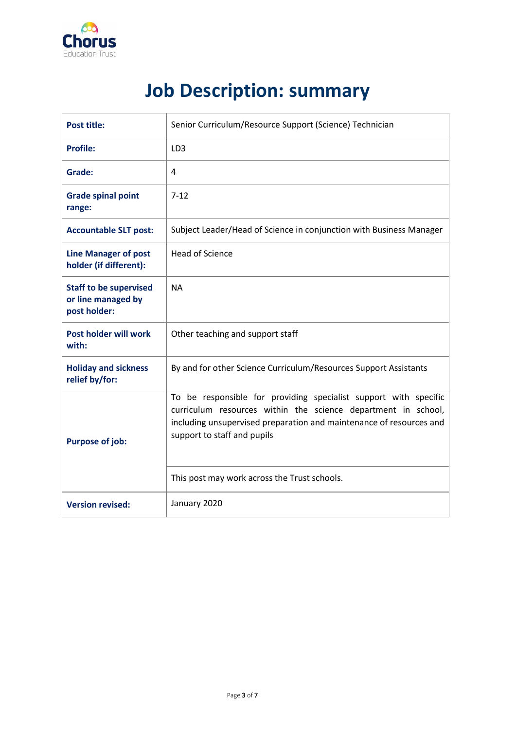# Job Description: summary

| | |
|---|---|
| **Post title:** | Senior Curriculum/Resource Support (Science) Technician |
| **Profile:** | LD3 |
| **Grade:** | 4 |
| **Grade spinal point range:** | 7-12 |
| **Accountable SLT post:** | Subject Leader/Head of Science in conjunction with Business Manager |
| **Line Manager of post holder (if different):** | Head of Science |
| **Staff to be supervised or line managed by post holder:** | NA |
| **Post holder will work with:** | Other teaching and support staff |
| **Holiday and sickness relief by/for:** | By and for other Science Curriculum/Resources Support Assistants |
| **Purpose of job:** | To be responsible for providing specialist support with specific curriculum resources within the science department in school, including unsupervised preparation and maintenance of resources and support to staff and pupils |
| | This post may work across the Trust schools. |
| **Version revised:** | January 2020 |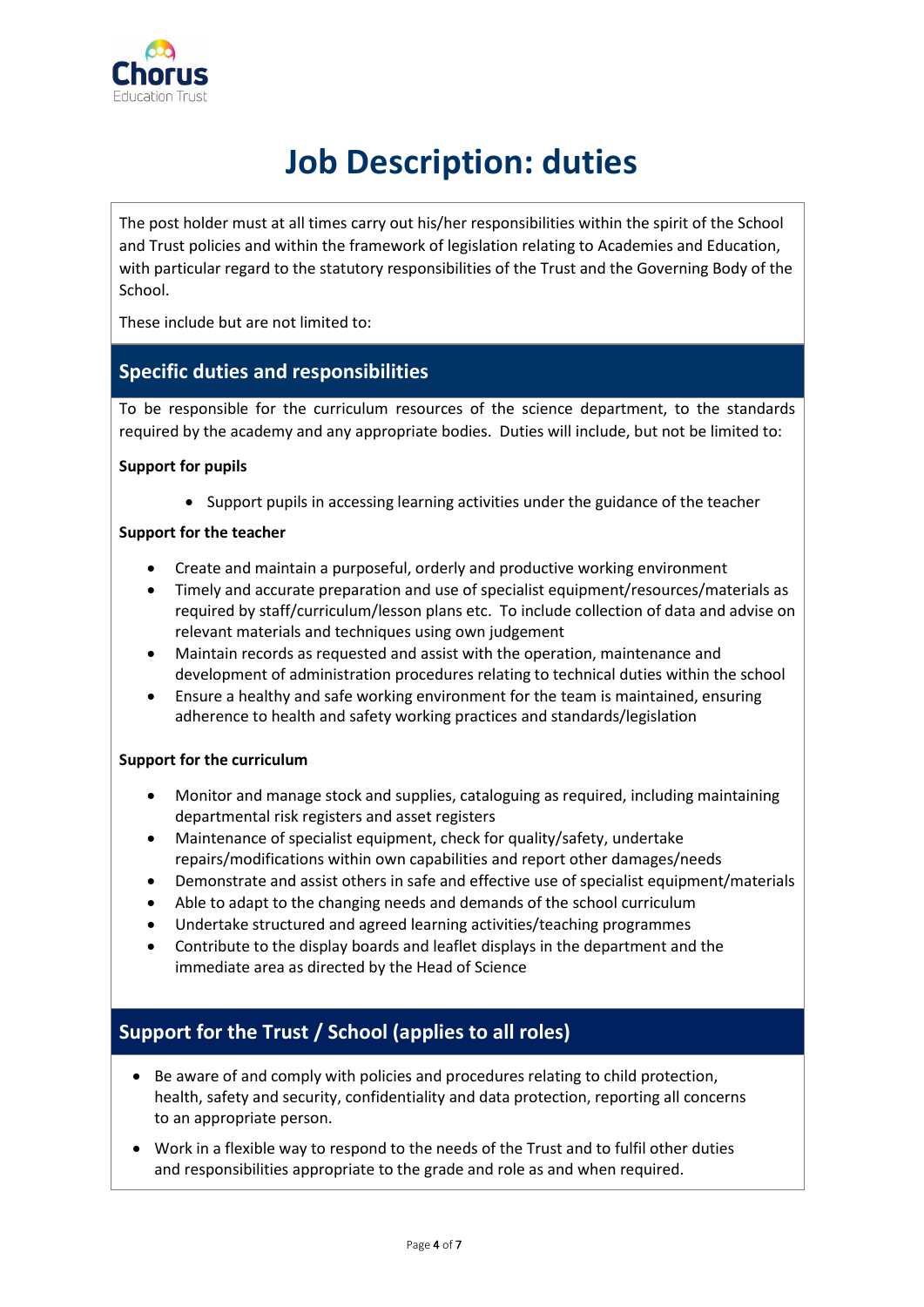# Job Description: duties

The post holder must at all times carry out his/her responsibilities within the spirit of the School and Trust policies and within the framework of legislation relating to Academies and Education, with particular regard to the statutory responsibilities of the Trust and the Governing Body of the School.

These include but are not limited to:

## Specific duties and responsibilities

To be responsible for the curriculum resources of the science department, to the standards required by the academy and any appropriate bodies. Duties will include, but not be limited to:

**Support for pupils**

- Support pupils in accessing learning activities under the guidance of the teacher

**Support for the teacher**

- Create and maintain a purposeful, orderly and productive working environment
- Timely and accurate preparation and use of specialist equipment/resources/materials as required by staff/curriculum/lesson plans etc. To include collection of data and advise on relevant materials and techniques using own judgement
- Maintain records as requested and assist with the operation, maintenance and development of administration procedures relating to technical duties within the school
- Ensure a healthy and safe working environment for the team is maintained, ensuring adherence to health and safety working practices and standards/legislation

**Support for the curriculum**

- Monitor and manage stock and supplies, cataloguing as required, including maintaining departmental risk registers and asset registers
- Maintenance of specialist equipment, check for quality/safety, undertake repairs/modifications within own capabilities and report other damages/needs
- Demonstrate and assist others in safe and effective use of specialist equipment/materials
- Able to adapt to the changing needs and demands of the school curriculum
- Undertake structured and agreed learning activities/teaching programmes
- Contribute to the display boards and leaflet displays in the department and the immediate area as directed by the Head of Science

## Support for the Trust / School (applies to all roles)

- Be aware of and comply with policies and procedures relating to child protection, health, safety and security, confidentiality and data protection, reporting all concerns to an appropriate person.
- Work in a flexible way to respond to the needs of the Trust and to fulfil other duties and responsibilities appropriate to the grade and role as and when required.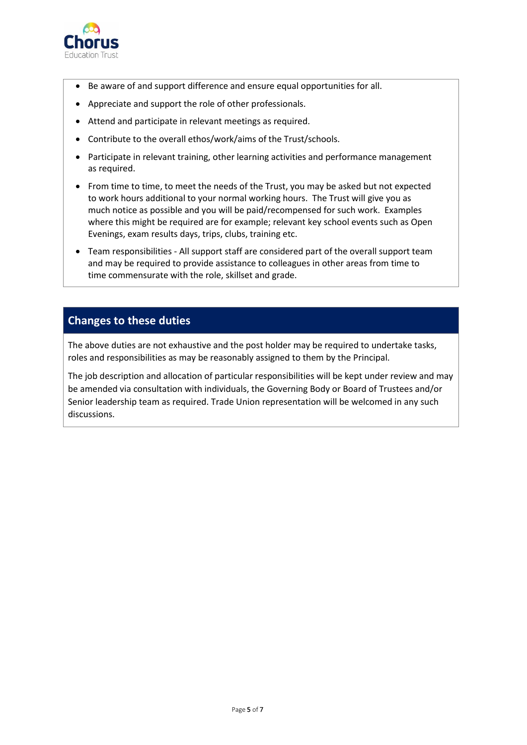- Be aware of and support difference and ensure equal opportunities for all.
- Appreciate and support the role of other professionals.
- Attend and participate in relevant meetings as required.
- Contribute to the overall ethos/work/aims of the Trust/schools.
- Participate in relevant training, other learning activities and performance management as required.
- From time to time, to meet the needs of the Trust, you may be asked but not expected to work hours additional to your normal working hours. The Trust will give you as much notice as possible and you will be paid/recompensed for such work. Examples where this might be required are for example; relevant key school events such as Open Evenings, exam results days, trips, clubs, training etc.
- Team responsibilities - All support staff are considered part of the overall support team and may be required to provide assistance to colleagues in other areas from time to time commensurate with the role, skillset and grade.

## Changes to these duties

The above duties are not exhaustive and the post holder may be required to undertake tasks, roles and responsibilities as may be reasonably assigned to them by the Principal.

The job description and allocation of particular responsibilities will be kept under review and may be amended via consultation with individuals, the Governing Body or Board of Trustees and/or Senior leadership team as required. Trade Union representation will be welcomed in any such discussions.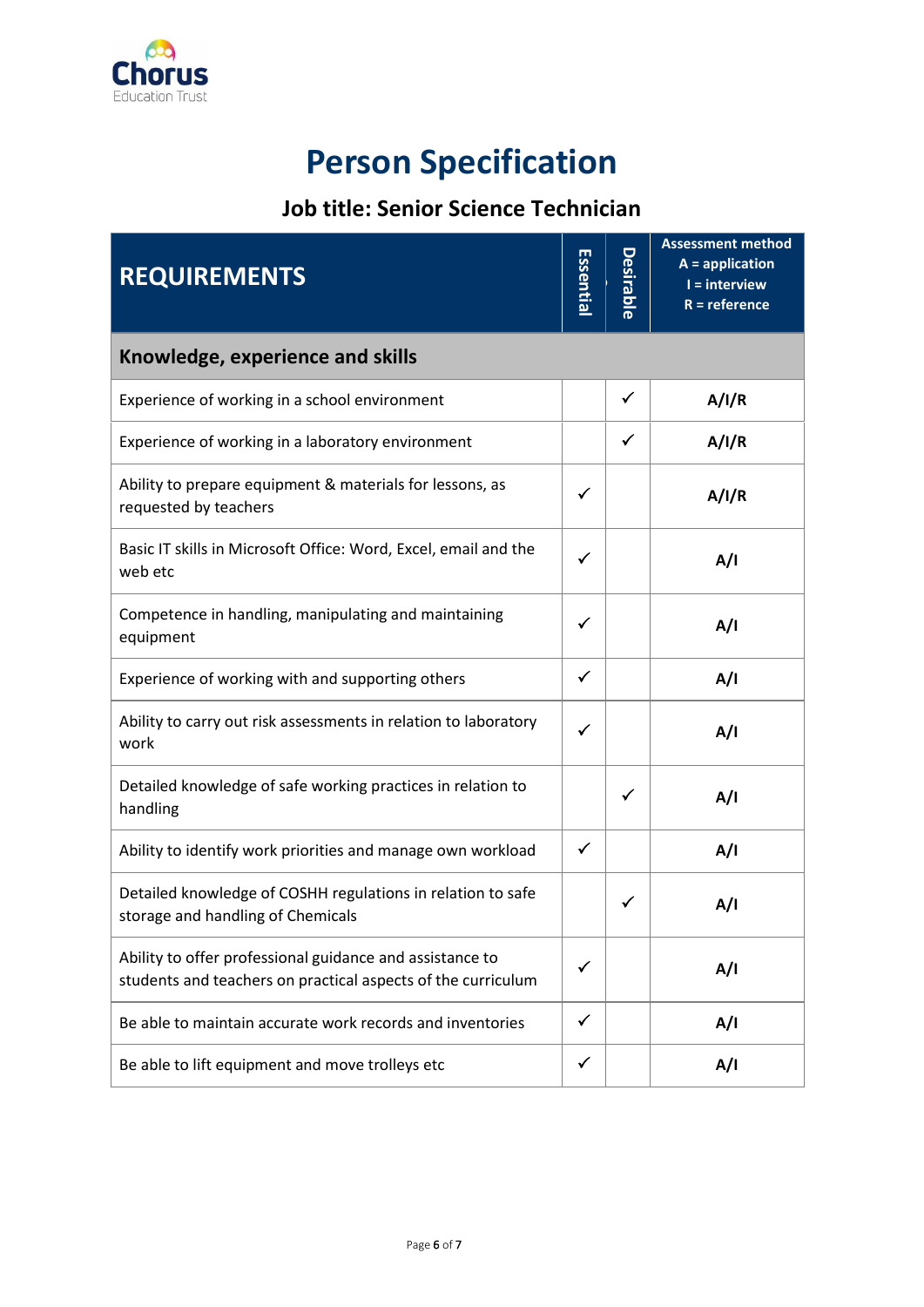# Person Specification

## Job title: Senior Science Technician

| REQUIREMENTS | Essential | Desirable | Assessment method<br>A = application<br>I = interview<br>R = reference |
|---|---|---|---|
| **Knowledge, experience and skills** | | | |
| Experience of working in a school environment | | ✓ | A/I/R |
| Experience of working in a laboratory environment | | ✓ | A/I/R |
| Ability to prepare equipment & materials for lessons, as requested by teachers | ✓ | | A/I/R |
| Basic IT skills in Microsoft Office: Word, Excel, email and the web etc | ✓ | | A/I |
| Competence in handling, manipulating and maintaining equipment | ✓ | | A/I |
| Experience of working with and supporting others | ✓ | | A/I |
| Ability to carry out risk assessments in relation to laboratory work | ✓ | | A/I |
| Detailed knowledge of safe working practices in relation to handling | | ✓ | A/I |
| Ability to identify work priorities and manage own workload | ✓ | | A/I |
| Detailed knowledge of COSHH regulations in relation to safe storage and handling of Chemicals | | ✓ | A/I |
| Ability to offer professional guidance and assistance to students and teachers on practical aspects of the curriculum | ✓ | | A/I |
| Be able to maintain accurate work records and inventories | ✓ | | A/I |
| Be able to lift equipment and move trolleys etc | ✓ | | A/I |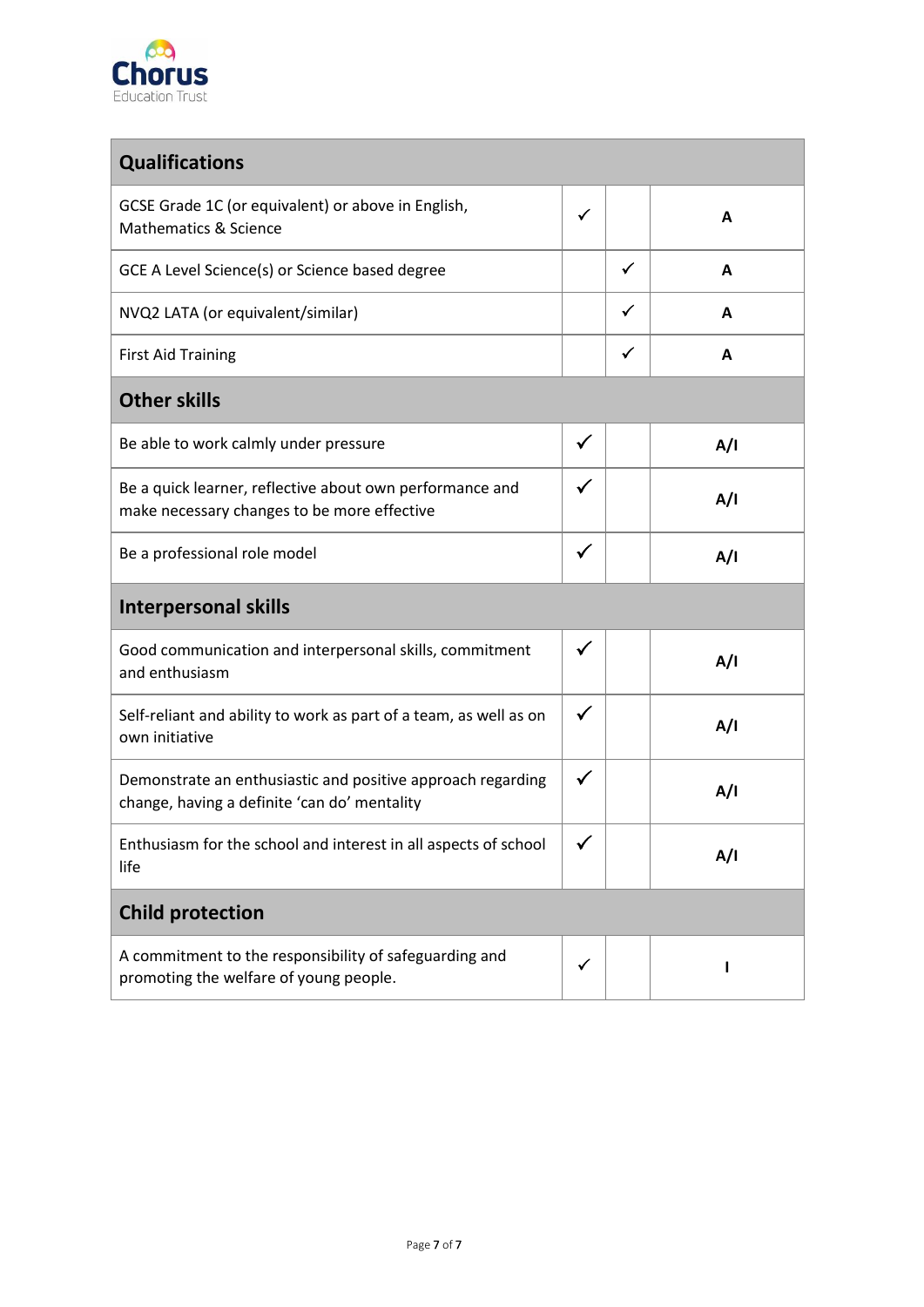| | | | |
|---|---|---|---|
| **Qualifications** | | | |
| GCSE Grade 1C (or equivalent) or above in English, Mathematics & Science | ✓ | | **A** |
| GCE A Level Science(s) or Science based degree | | ✓ | **A** |
| NVQ2 LATA (or equivalent/similar) | | ✓ | **A** |
| First Aid Training | | ✓ | **A** |
| **Other skills** | | | |
| Be able to work calmly under pressure | ✓ | | **A/I** |
| Be a quick learner, reflective about own performance and make necessary changes to be more effective | ✓ | | **A/I** |
| Be a professional role model | ✓ | | **A/I** |
| **Interpersonal skills** | | | |
| Good communication and interpersonal skills, commitment and enthusiasm | ✓ | | **A/I** |
| Self-reliant and ability to work as part of a team, as well as on own initiative | ✓ | | **A/I** |
| Demonstrate an enthusiastic and positive approach regarding change, having a definite 'can do' mentality | ✓ | | **A/I** |
| Enthusiasm for the school and interest in all aspects of school life | ✓ | | **A/I** |
| **Child protection** | | | |
| A commitment to the responsibility of safeguarding and promoting the welfare of young people. | ✓ | | **I** |